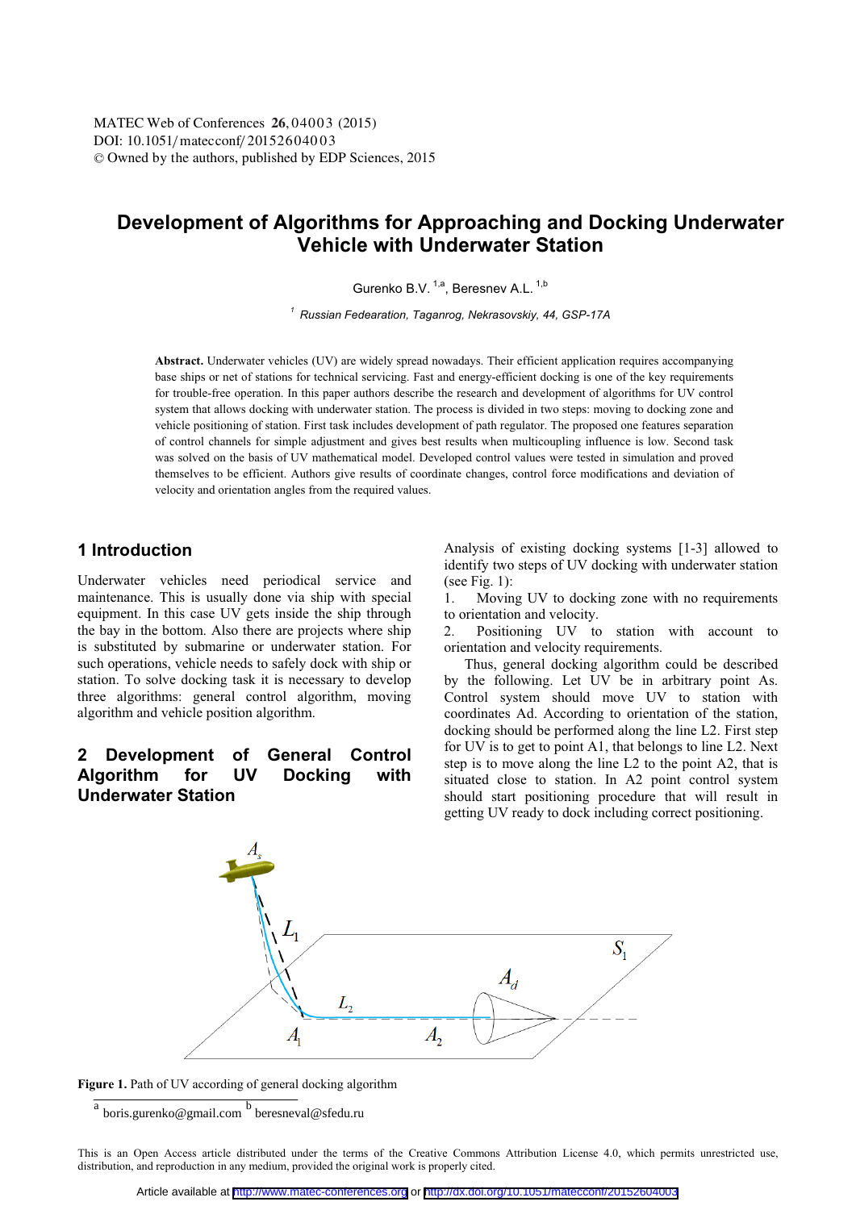# Development of Algorithms for Approaching and Docking Underwater Vehicle with Underwater Station

Gurenko B.V. [1,a], Beresnev A.L. [1,b]

[1] Russian Fedearation, Taganrog, Nekrasovskiy, 44, GSP-17A

**Abstract.** Underwater vehicles (UV) are widely spread nowadays. Their efficient application requires accompanying base ships or net of stations for technical servicing. Fast and energy-efficient docking is one of the key requirements for trouble-free operation. In this paper authors describe the research and development of algorithms for UV control system that allows docking with underwater station. The process is divided in two steps: moving to docking zone and vehicle positioning of station. First task includes development of path regulator. The proposed one features separation of control channels for simple adjustment and gives best results when multicoupling influence is low. Second task was solved on the basis of UV mathematical model. Developed control values were tested in simulation and proved themselves to be efficient. Authors give results of coordinate changes, control force modifications and deviation of velocity and orientation angles from the required values.

## 1 Introduction

Underwater vehicles need periodical service and maintenance. This is usually done via ship with special equipment. In this case UV gets inside the ship through the bay in the bottom. Also there are projects where ship is substituted by submarine or underwater station. For such operations, vehicle needs to safely dock with ship or station. To solve docking task it is necessary to develop three algorithms: general control algorithm, moving algorithm and vehicle position algorithm.

## 2 Development of General Control Algorithm for UV Docking with Underwater Station

Analysis of existing docking systems [1-3] allowed to identify two steps of UV docking with underwater station (see Fig. 1):

1. Moving UV to docking zone with no requirements to orientation and velocity.
2. Positioning UV to station with account to orientation and velocity requirements.

Thus, general docking algorithm could be described by the following. Let UV be in arbitrary point As. Control system should move UV to station with coordinates Ad. According to orientation of the station, docking should be performed along the line L2. First step for UV is to get to point A1, that belongs to line L2. Next step is to move along the line L2 to the point A2, that is situated close to station. In A2 point control system should start positioning procedure that will result in getting UV ready to dock including correct positioning.

**Figure 1.** Path of UV according of general docking algorithm

[a] boris.gurenko@gmail.com [b] beresneval@sfedu.ru

This is an Open Access article distributed under the terms of the Creative Commons Attribution License 4.0, which permits unrestricted use, distribution, and reproduction in any medium, provided the original work is properly cited.

Article available at http://www.matec-conferences.org or http://dx.doi.org/10.1051/matecconf/20152604003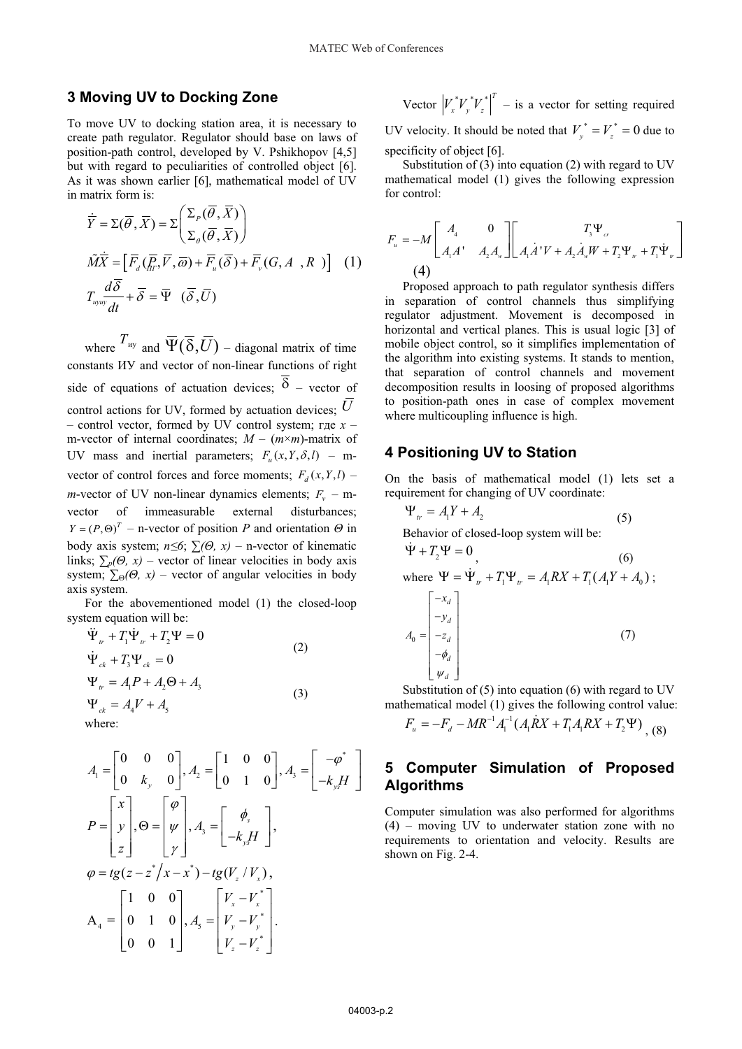## 3 Moving UV to Docking Zone

To move UV to docking station area, it is necessary to create path regulator. Regulator should base on laws of position-path control, developed by V. Pshikhopov [4,5] but with regard to peculiarities of controlled object [6]. As it was shown earlier [6], mathematical model of UV in matrix form is:

$$\dot{Y} = \Sigma(\overline{\theta}, \overline{X}) = \Sigma\begin{pmatrix} \Sigma_P(\overline{\theta}, \overline{X}) \\ \Sigma_\theta(\overline{\theta}, \overline{X}) \end{pmatrix}$$

$$\tilde{M}\dot{\overline{X}} = \left[\overline{F}_d(\overline{P}_{\Pi},\overline{V},\overline{\omega}) + \overline{F}_u(\overline{\delta}) + \overline{F}_v(G, A \quad, R \quad)\right] \quad (1)$$

$$T_{uyuy}\frac{d\overline{\delta}}{dt} + \overline{\delta} = \Psi \quad (\overline{\delta}, \overline{U})$$

where $T_{\text{иу}}$ and $\overline{\Psi}(\overline{\delta}, \overline{U})$ – diagonal matrix of time constants ИУ and vector of non-linear functions of right side of equations of actuation devices; $\delta$ – vector of control actions for UV, formed by actuation devices; $\overline{U}$ – control vector, formed by UV control system; где $x$ – m-vector of internal coordinates; $M$ – ($m\times m$)-matrix of UV mass and inertial parameters; $F_u(x, Y, \delta, l)$ – m-vector of control forces and force moments; $F_d(x, Y, l)$ – *m*-vector of UV non-linear dynamics elements; $F_v$ – m-vector of immeasurable external disturbances; $Y = (P, \Theta)^T$ – n-vector of position $P$ and orientation $\Theta$ in body axis system; $n\leq 6$; $\sum(\Theta, x)$ – n-vector of kinematic links; $\sum_P(\Theta, x)$ – vector of linear velocities in body axis system; $\sum_\Theta(\Theta, x)$ – vector of angular velocities in body axis system.

For the abovementioned model (1) the closed-loop system equation will be:

$$\ddot{\Psi}_{tr} + T_1\dot{\Psi}_{tr} + T_2\Psi = 0$$
$$\dot{\Psi}_{ck} + T_3\Psi_{ck} = 0 \quad (2)$$

$$\Psi_{tr} = A_1P + A_2\Theta + A_3$$
$$\Psi_{ck} = A_4V + A_5 \quad (3)$$

where:

$$A_1 = \begin{bmatrix} 0 & 0 & 0 \\ 0 & k_y & 0 \end{bmatrix}, A_2 = \begin{bmatrix} 1 & 0 & 0 \\ 0 & 1 & 0 \end{bmatrix}, A_3 = \begin{bmatrix} -\varphi^* \\ -k_{y3}H \end{bmatrix}$$

$$P = \begin{bmatrix} x \\ y \\ z \end{bmatrix}, \Theta = \begin{bmatrix} \varphi \\ \psi \\ \gamma \end{bmatrix}, A_3 = \begin{bmatrix} \phi_з \\ -k_{y3}H \end{bmatrix},$$

$$\varphi = tg(z - z^* / x - x^*) - tg(V_z / V_x),$$

$$A_4 = \begin{bmatrix} 1 & 0 & 0 \\ 0 & 1 & 0 \\ 0 & 0 & 1 \end{bmatrix}, A_5 = \begin{bmatrix} V_x - V_x^* \\ V_y - V_y^* \\ V_z - V_z^* \end{bmatrix}.$$

Vector $\left|V_x^* V_y^* V_z^*\right|^T$ – is a vector for setting required UV velocity. It should be noted that $V_y^* = V_z^* = 0$ due to specificity of object [6].

Substitution of (3) into equation (2) with regard to UV mathematical model (1) gives the following expression for control:

$$F_u = -M\begin{bmatrix} A_4 & 0 \\ A_1A' & A_2A_w \end{bmatrix}\begin{bmatrix} T_3\Psi_{cr} \\ A_1\dot{A}'V + A_2\dot{A}_wW + T_2\Psi_{tr} + T_1\dot{\Psi}_{tr} \end{bmatrix}$$
(4)

Proposed approach to path regulator synthesis differs in separation of control channels thus simplifying regulator adjustment. Movement is decomposed in horizontal and vertical planes. This is usual logic [3] of mobile object control, so it simplifies implementation of the algorithm into existing systems. It stands to mention, that separation of control channels and movement decomposition results in loosing of proposed algorithms to position-path ones in case of complex movement where multicoupling influence is high.

## 4 Positioning UV to Station

On the basis of mathematical model (1) lets set a requirement for changing of UV coordinate:

$$\Psi_{tr} = A_1Y + A_2 \quad (5)$$

Behavior of closed-loop system will be:

$$\dot{\Psi} + T_2\Psi = 0, \quad (6)$$

where $\Psi = \dot{\Psi}_{tr} + T_1\Psi_{tr} = A_1RX + T_1(A_1Y + A_0)$;

$$A_0 = \begin{bmatrix} -x_d \\ -y_d \\ -z_d \\ -\phi_d \\ \psi_d \end{bmatrix} \quad (7)$$

Substitution of (5) into equation (6) with regard to UV mathematical model (1) gives the following control value:

$$F_u = -F_d - MR^{-1}A_1^{-1}(A_1\dot{R}X + T_1A_1RX + T_2\Psi), \quad (8)$$

## 5 Computer Simulation of Proposed Algorithms

Computer simulation was also performed for algorithms (4) – moving UV to underwater station zone with no requirements to orientation and velocity. Results are shown on Fig. 2-4.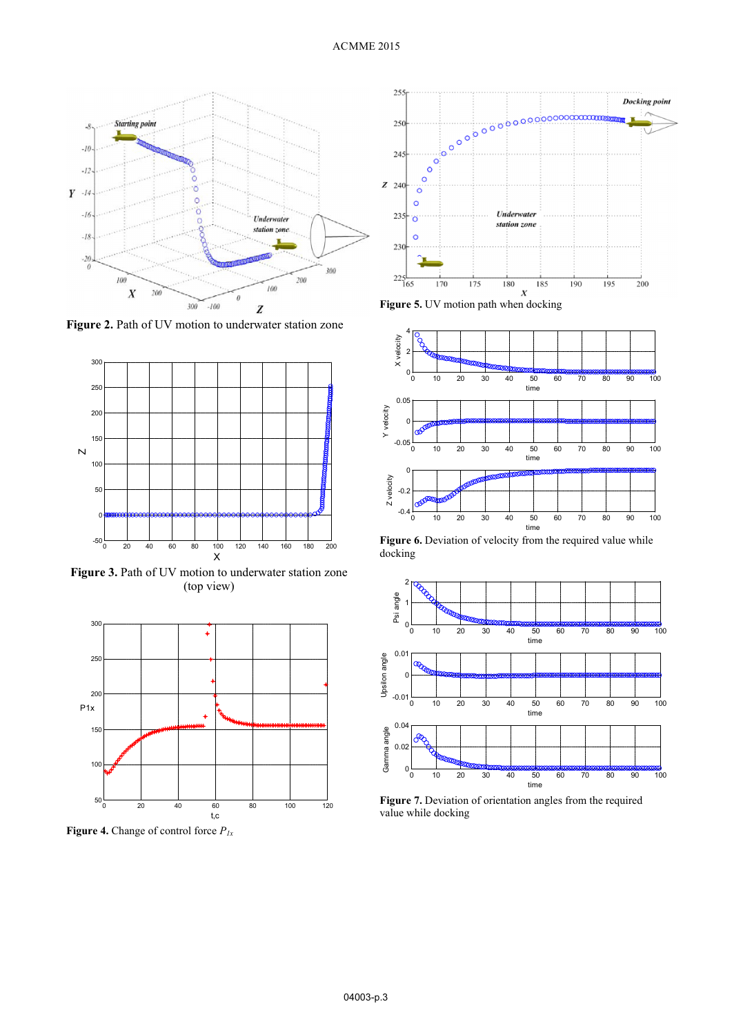**Figure 2.** Path of UV motion to underwater station zone

**Figure 3.** Path of UV motion to underwater station zone (top view)

**Figure 4.** Change of control force $P_{1x}$

**Figure 5.** UV motion path when docking

**Figure 6.** Deviation of velocity from the required value while docking

**Figure 7.** Deviation of orientation angles from the required value while docking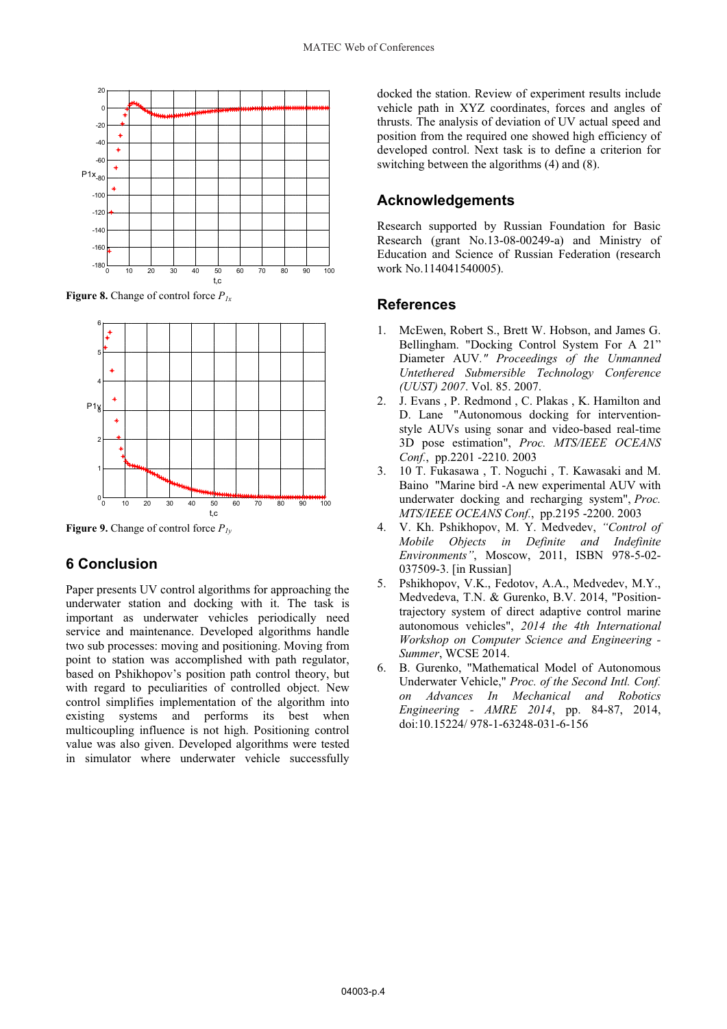20
0
-20
-40
-60
P1x -80
-100
-120
-140
-160
-180
0 10 20 30 40 50 60 70 80 90 100
t,c

**Figure 8.** Change of control force $P_{1x}$

6
5
4
P1y 3
2
1
0
0 10 20 30 40 50 60 70 80 90 100
t,c

**Figure 9.** Change of control force $P_{1y}$

## 6 Conclusion

Paper presents UV control algorithms for approaching the underwater station and docking with it. The task is important as underwater vehicles periodically need service and maintenance. Developed algorithms handle two sub processes: moving and positioning. Moving from point to station was accomplished with path regulator, based on Pshikhopov's position path control theory, but with regard to peculiarities of controlled object. New control simplifies implementation of the algorithm into existing systems and performs its best when multicoupling influence is not high. Positioning control value was also given. Developed algorithms were tested in simulator where underwater vehicle successfully docked the station. Review of experiment results include vehicle path in XYZ coordinates, forces and angles of thrusts. The analysis of deviation of UV actual speed and position from the required one showed high efficiency of developed control. Next task is to define a criterion for switching between the algorithms (4) and (8).

## Acknowledgements

Research supported by Russian Foundation for Basic Research (grant No.13-08-00249-a) and Ministry of Education and Science of Russian Federation (research work No.114041540005).

## References

1. McEwen, Robert S., Brett W. Hobson, and James G. Bellingham. "Docking Control System For A 21" Diameter AUV." *Proceedings of the Unmanned Untethered Submersible Technology Conference (UUST) 2007*. Vol. 85. 2007.
2. J. Evans , P. Redmond , C. Plakas , K. Hamilton and D. Lane "Autonomous docking for intervention-style AUVs using sonar and video-based real-time 3D pose estimation", *Proc. MTS/IEEE OCEANS Conf.*, pp.2201 -2210. 2003
3. 10 T. Fukasawa , T. Noguchi , T. Kawasaki and M. Baino "Marine bird -A new experimental AUV with underwater docking and recharging system", *Proc. MTS/IEEE OCEANS Conf.*, pp.2195 -2200. 2003
4. V. Kh. Pshikhopov, M. Y. Medvedev, *"Control of Mobile Objects in Definite and Indefinite Environments"*, Moscow, 2011, ISBN 978-5-02-037509-3. [in Russian]
5. Pshikhopov, V.K., Fedotov, A.A., Medvedev, M.Y., Medvedeva, T.N. & Gurenko, B.V. 2014, "Position-trajectory system of direct adaptive control marine autonomous vehicles", *2014 the 4th International Workshop on Computer Science and Engineering - Summer*, WCSE 2014.
6. B. Gurenko, "Mathematical Model of Autonomous Underwater Vehicle," *Proc. of the Second Intl. Conf. on Advances In Mechanical and Robotics Engineering - AMRE 2014*, pp. 84-87, 2014, doi:10.15224/ 978-1-63248-031-6-156